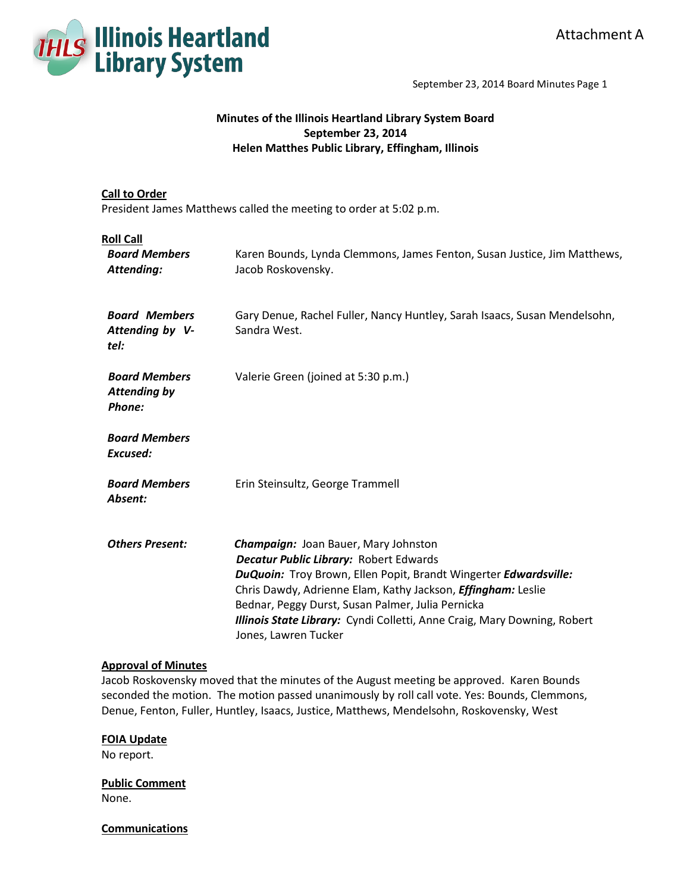Attachment A

# Minutes of the Illinois Heartland Library System Board
## September 23, 2014
## Helen Matthes Public Library, Effingham, Illinois

**Call to Order**

President James Matthews called the meeting to order at 5:02 p.m.

**Roll Call**

| | |
|---|---|
| ***Board Members Attending:*** | Karen Bounds, Lynda Clemmons, James Fenton, Susan Justice, Jim Matthews, Jacob Roskovensky. |
| ***Board Members Attending by V-tel:*** | Gary Denue, Rachel Fuller, Nancy Huntley, Sarah Isaacs, Susan Mendelsohn, Sandra West. |
| ***Board Members Attending by Phone:*** | Valerie Green (joined at 5:30 p.m.) |
| ***Board Members Excused:*** | |
| ***Board Members Absent:*** | Erin Steinsultz, George Trammell |
| ***Others Present:*** | ***Champaign:*** Joan Bauer, Mary Johnston ***Decatur Public Library:*** Robert Edwards ***DuQuoin:*** Troy Brown, Ellen Popit, Brandt Wingerter ***Edwardsville:*** Chris Dawdy, Adrienne Elam, Kathy Jackson, ***Effingham:*** Leslie Bednar, Peggy Durst, Susan Palmer, Julia Pernicka ***Illinois State Library:*** Cyndi Colletti, Anne Craig, Mary Downing, Robert Jones, Lawren Tucker |

**Approval of Minutes**

Jacob Roskovensky moved that the minutes of the August meeting be approved. Karen Bounds seconded the motion. The motion passed unanimously by roll call vote. Yes: Bounds, Clemmons, Denue, Fenton, Fuller, Huntley, Isaacs, Justice, Matthews, Mendelsohn, Roskovensky, West

**FOIA Update**

No report.

**Public Comment**

None.

**Communications**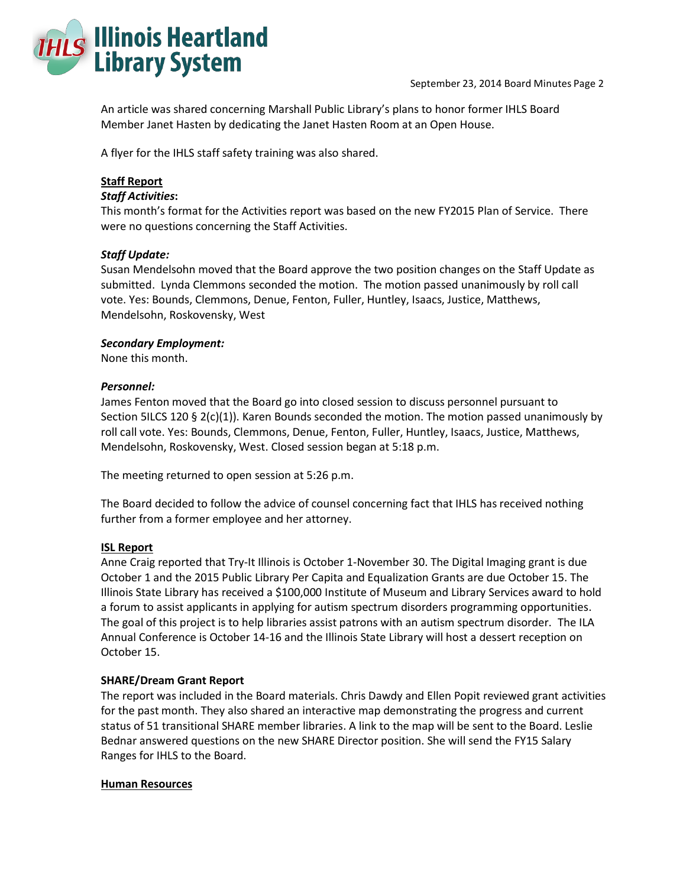An article was shared concerning Marshall Public Library's plans to honor former IHLS Board Member Janet Hasten by dedicating the Janet Hasten Room at an Open House.

A flyer for the IHLS staff safety training was also shared.

**Staff Report**

***Staff Activities*:**

This month's format for the Activities report was based on the new FY2015 Plan of Service. There were no questions concerning the Staff Activities.

***Staff Update:***

Susan Mendelsohn moved that the Board approve the two position changes on the Staff Update as submitted. Lynda Clemmons seconded the motion. The motion passed unanimously by roll call vote. Yes: Bounds, Clemmons, Denue, Fenton, Fuller, Huntley, Isaacs, Justice, Matthews, Mendelsohn, Roskovensky, West

***Secondary Employment:***

None this month.

***Personnel:***

James Fenton moved that the Board go into closed session to discuss personnel pursuant to Section 5ILCS 120 § 2(c)(1)). Karen Bounds seconded the motion. The motion passed unanimously by roll call vote. Yes: Bounds, Clemmons, Denue, Fenton, Fuller, Huntley, Isaacs, Justice, Matthews, Mendelsohn, Roskovensky, West. Closed session began at 5:18 p.m.

The meeting returned to open session at 5:26 p.m.

The Board decided to follow the advice of counsel concerning fact that IHLS has received nothing further from a former employee and her attorney.

**ISL Report**

Anne Craig reported that Try-It Illinois is October 1-November 30. The Digital Imaging grant is due October 1 and the 2015 Public Library Per Capita and Equalization Grants are due October 15. The Illinois State Library has received a $100,000 Institute of Museum and Library Services award to hold a forum to assist applicants in applying for autism spectrum disorders programming opportunities. The goal of this project is to help libraries assist patrons with an autism spectrum disorder. The ILA Annual Conference is October 14-16 and the Illinois State Library will host a dessert reception on October 15.

**SHARE/Dream Grant Report**

The report was included in the Board materials. Chris Dawdy and Ellen Popit reviewed grant activities for the past month. They also shared an interactive map demonstrating the progress and current status of 51 transitional SHARE member libraries. A link to the map will be sent to the Board. Leslie Bednar answered questions on the new SHARE Director position. She will send the FY15 Salary Ranges for IHLS to the Board.

**Human Resources**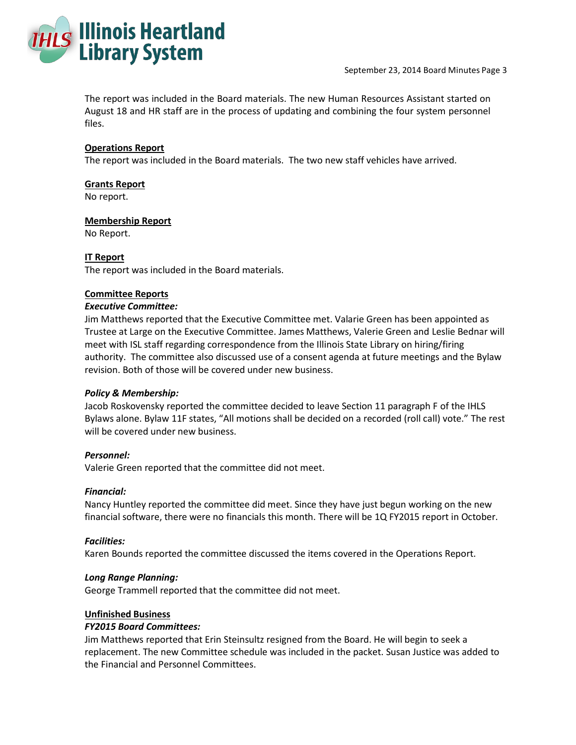The report was included in the Board materials. The new Human Resources Assistant started on August 18 and HR staff are in the process of updating and combining the four system personnel files.

**Operations Report**

The report was included in the Board materials. The two new staff vehicles have arrived.

**Grants Report**

No report.

**Membership Report**

No Report.

**IT Report**

The report was included in the Board materials.

**Committee Reports**

***Executive Committee:***

Jim Matthews reported that the Executive Committee met. Valarie Green has been appointed as Trustee at Large on the Executive Committee. James Matthews, Valerie Green and Leslie Bednar will meet with ISL staff regarding correspondence from the Illinois State Library on hiring/firing authority. The committee also discussed use of a consent agenda at future meetings and the Bylaw revision. Both of those will be covered under new business.

***Policy & Membership:***

Jacob Roskovensky reported the committee decided to leave Section 11 paragraph F of the IHLS Bylaws alone. Bylaw 11F states, "All motions shall be decided on a recorded (roll call) vote." The rest will be covered under new business.

***Personnel:***

Valerie Green reported that the committee did not meet.

***Financial:***

Nancy Huntley reported the committee did meet. Since they have just begun working on the new financial software, there were no financials this month. There will be 1Q FY2015 report in October.

***Facilities:***

Karen Bounds reported the committee discussed the items covered in the Operations Report.

***Long Range Planning:***

George Trammell reported that the committee did not meet.

**Unfinished Business**

***FY2015 Board Committees:***

Jim Matthews reported that Erin Steinsultz resigned from the Board. He will begin to seek a replacement. The new Committee schedule was included in the packet. Susan Justice was added to the Financial and Personnel Committees.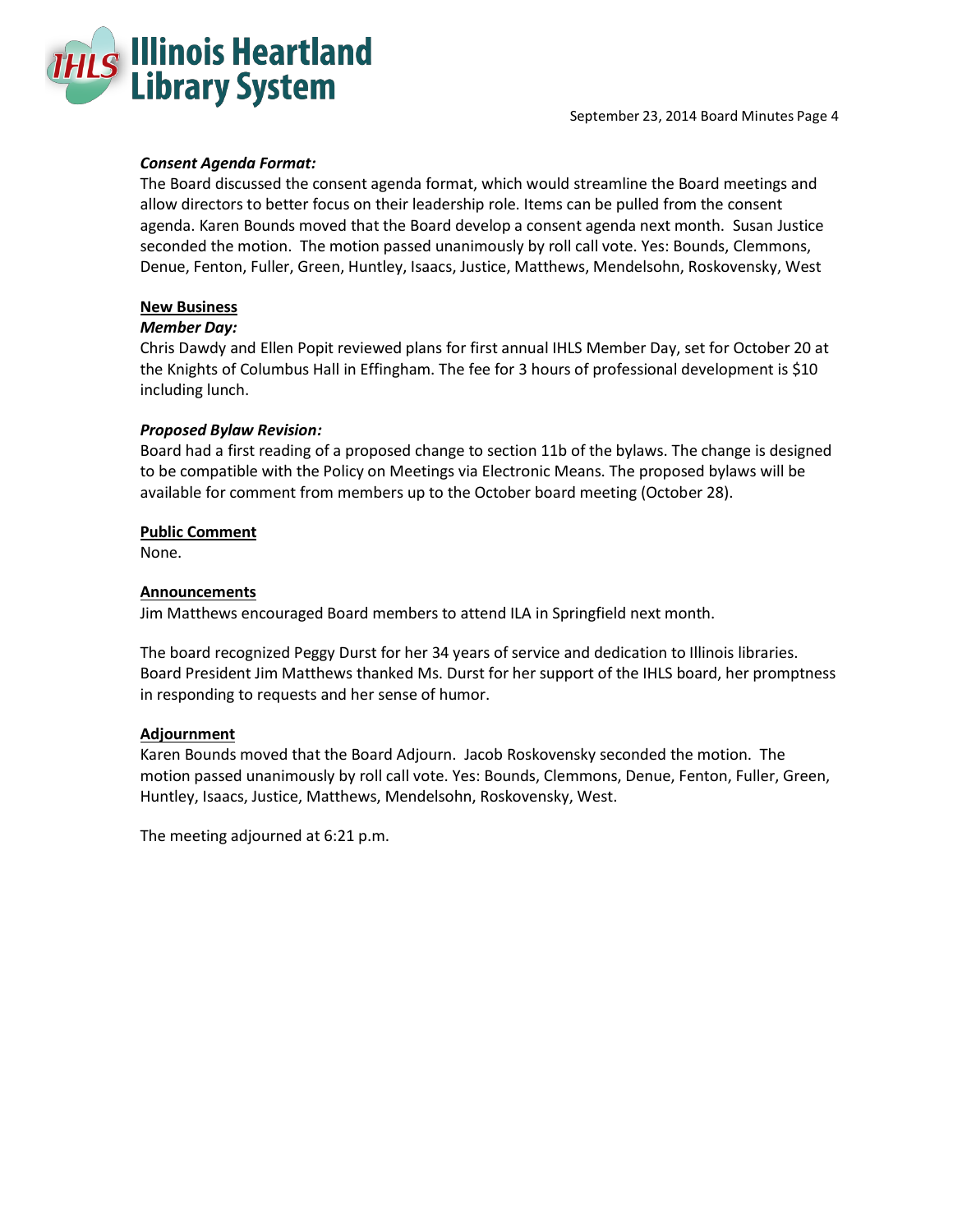***Consent Agenda Format:***

The Board discussed the consent agenda format, which would streamline the Board meetings and allow directors to better focus on their leadership role. Items can be pulled from the consent agenda. Karen Bounds moved that the Board develop a consent agenda next month. Susan Justice seconded the motion. The motion passed unanimously by roll call vote. Yes: Bounds, Clemmons, Denue, Fenton, Fuller, Green, Huntley, Isaacs, Justice, Matthews, Mendelsohn, Roskovensky, West

**New Business**

***Member Day:***

Chris Dawdy and Ellen Popit reviewed plans for first annual IHLS Member Day, set for October 20 at the Knights of Columbus Hall in Effingham. The fee for 3 hours of professional development is $10 including lunch.

***Proposed Bylaw Revision:***

Board had a first reading of a proposed change to section 11b of the bylaws. The change is designed to be compatible with the Policy on Meetings via Electronic Means. The proposed bylaws will be available for comment from members up to the October board meeting (October 28).

**Public Comment**

None.

**Announcements**

Jim Matthews encouraged Board members to attend ILA in Springfield next month.

The board recognized Peggy Durst for her 34 years of service and dedication to Illinois libraries. Board President Jim Matthews thanked Ms. Durst for her support of the IHLS board, her promptness in responding to requests and her sense of humor.

**Adjournment**

Karen Bounds moved that the Board Adjourn. Jacob Roskovensky seconded the motion. The motion passed unanimously by roll call vote. Yes: Bounds, Clemmons, Denue, Fenton, Fuller, Green, Huntley, Isaacs, Justice, Matthews, Mendelsohn, Roskovensky, West.

The meeting adjourned at 6:21 p.m.